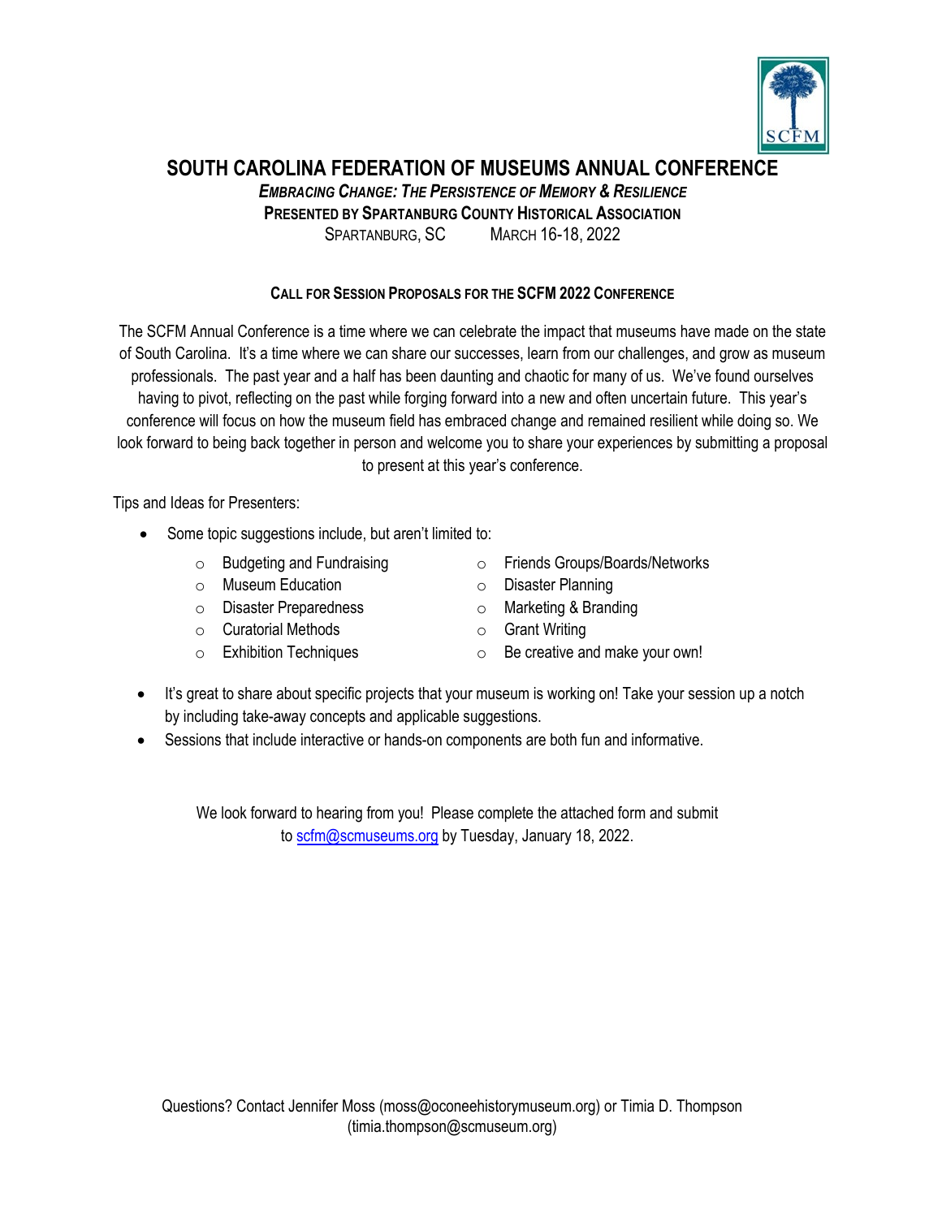# SOUTH CAROLINA FEDERATION OF MUSEUMS ANNUAL CONFERENCE

***EMBRACING CHANGE: THE PERSISTENCE OF MEMORY & RESILIENCE***

**PRESENTED BY SPARTANBURG COUNTY HISTORICAL ASSOCIATION**

SPARTANBURG, SC MARCH 16-18, 2022

## CALL FOR SESSION PROPOSALS FOR THE SCFM 2022 CONFERENCE

The SCFM Annual Conference is a time where we can celebrate the impact that museums have made on the state of South Carolina. It's a time where we can share our successes, learn from our challenges, and grow as museum professionals. The past year and a half has been daunting and chaotic for many of us. We've found ourselves having to pivot, reflecting on the past while forging forward into a new and often uncertain future. This year's conference will focus on how the museum field has embraced change and remained resilient while doing so. We look forward to being back together in person and welcome you to share your experiences by submitting a proposal to present at this year's conference.

Tips and Ideas for Presenters:

- Some topic suggestions include, but aren't limited to:
  - Budgeting and Fundraising
  - Museum Education
  - Disaster Preparedness
  - Curatorial Methods
  - Exhibition Techniques
  - Friends Groups/Boards/Networks
  - Disaster Planning
  - Marketing & Branding
  - Grant Writing
  - Be creative and make your own!
- It's great to share about specific projects that your museum is working on! Take your session up a notch by including take-away concepts and applicable suggestions.
- Sessions that include interactive or hands-on components are both fun and informative.

We look forward to hearing from you! Please complete the attached form and submit to scfm@scmuseums.org by Tuesday, January 18, 2022.

Questions? Contact Jennifer Moss (moss@oconeehistorymuseum.org) or Timia D. Thompson (timia.thompson@scmuseum.org)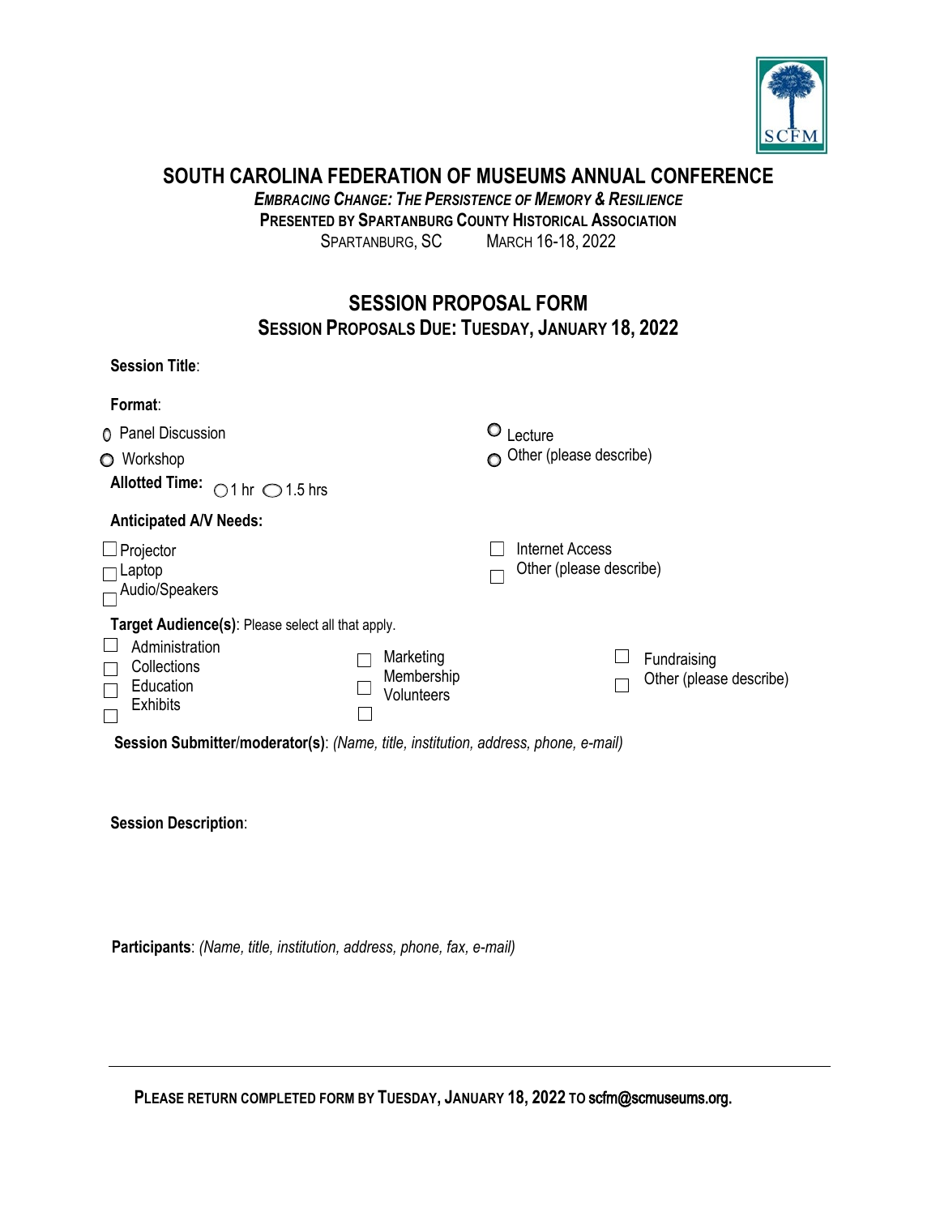# SOUTH CAROLINA FEDERATION OF MUSEUMS ANNUAL CONFERENCE

***EMBRACING CHANGE: THE PERSISTENCE OF MEMORY & RESILIENCE***

**PRESENTED BY SPARTANBURG COUNTY HISTORICAL ASSOCIATION**

SPARTANBURG, SC MARCH 16-18, 2022

## SESSION PROPOSAL FORM

### SESSION PROPOSALS DUE: TUESDAY, JANUARY 18, 2022

**Session Title**:

**Format**:

- ○ Panel Discussion
- ○ Workshop
- ○ Lecture
- ○ Other (please describe)

**Allotted Time:** ○ 1 hr ○ 1.5 hrs

**Anticipated A/V Needs:**

- ☐ Projector
- ☐ Laptop
- ☐ Audio/Speakers
- ☐ Internet Access
- ☐ Other (please describe)

**Target Audience(s)**: Please select all that apply.

- ☐ Administration
- ☐ Collections
- ☐ Education
- ☐ Exhibits
- ☐ Marketing
- ☐ Membership
- ☐ Volunteers
- ☐ Fundraising
- ☐ Other (please describe)

**Session Submitter/moderator(s)**: *(Name, title, institution, address, phone, e-mail)*

**Session Description**:

**Participants**: *(Name, title, institution, address, phone, fax, e-mail)*

---

**PLEASE RETURN COMPLETED FORM BY TUESDAY, JANUARY 18, 2022 TO** scfm@scmuseums.org.